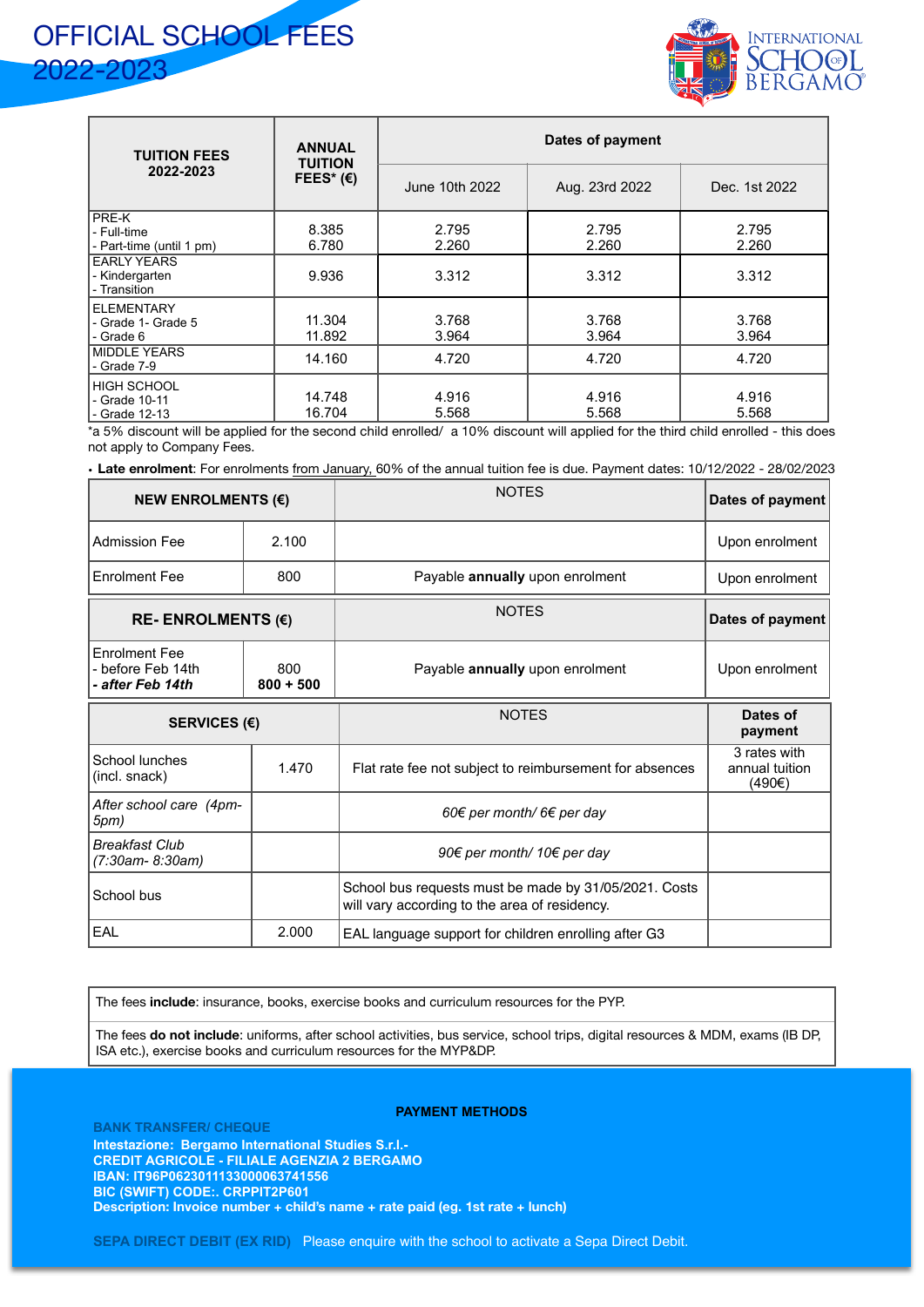# OFFICIAL SCHOOL FEES 2022-2023

INTERNATIONAL SCHOOL OF BERGAMO

| TUITION FEES 2022-2023 | ANNUAL TUITION FEES* (€) | Dates of payment | | |
|---|---|---|---|---|
| | | June 10th 2022 | Aug. 23rd 2022 | Dec. 1st 2022 |
| PRE-K<br>- Full-time<br>- Part-time (until 1 pm) | 8.385<br>6.780 | 2.795<br>2.260 | 2.795<br>2.260 | 2.795<br>2.260 |
| EARLY YEARS<br>- Kindergarten<br>- Transition | 9.936 | 3.312 | 3.312 | 3.312 |
| ELEMENTARY<br>- Grade 1- Grade 5<br>- Grade 6 | 11.304<br>11.892 | 3.768<br>3.964 | 3.768<br>3.964 | 3.768<br>3.964 |
| MIDDLE YEARS<br>- Grade 7-9 | 14.160 | 4.720 | 4.720 | 4.720 |
| HIGH SCHOOL<br>- Grade 10-11<br>- Grade 12-13 | 14.748<br>16.704 | 4.916<br>5.568 | 4.916<br>5.568 | 4.916<br>5.568 |

*a 5% discount will be applied for the second child enrolled/ a 10% discount will applied for the third child enrolled - this does not apply to Company Fees.

- **Late enrolment**: For enrolments from January, 60% of the annual tuition fee is due. Payment dates: 10/12/2022 - 28/02/2023

| NEW ENROLMENTS (€) | | NOTES | Dates of payment |
|---|---|---|---|
| Admission Fee | 2.100 | | Upon enrolment |
| Enrolment Fee | 800 | Payable **annually** upon enrolment | Upon enrolment |

| RE- ENROLMENTS (€) | | NOTES | Dates of payment |
|---|---|---|---|
| Enrolment Fee<br>- before Feb 14th<br>***- after Feb 14th*** | 800<br>**800 + 500** | Payable **annually** upon enrolment | Upon enrolment |

| SERVICES (€) | | NOTES | Dates of payment |
|---|---|---|---|
| School lunches (incl. snack) | 1.470 | Flat rate fee not subject to reimbursement for absences | 3 rates with annual tuition (490€) |
| *After school care (4pm-5pm)* | | *60€ per month/ 6€ per day* | |
| *Breakfast Club (7:30am- 8:30am)* | | *90€ per month/ 10€ per day* | |
| School bus | | School bus requests must be made by 31/05/2021. Costs will vary according to the area of residency. | |
| EAL | 2.000 | EAL language support for children enrolling after G3 | |

The fees **include**: insurance, books, exercise books and curriculum resources for the PYP.

The fees **do not include**: uniforms, after school activities, bus service, school trips, digital resources & MDM, exams (IB DP, ISA etc.), exercise books and curriculum resources for the MYP&DP.

**PAYMENT METHODS**

**BANK TRANSFER/ CHEQUE**
**Intestazione: Bergamo International Studies S.r.l.-**
**CREDIT AGRICOLE - FILIALE AGENZIA 2 BERGAMO**
**IBAN: IT96P0623011133000063741556**
**BIC (SWIFT) CODE:. CRPPIT2P601**
**Description: Invoice number + child's name + rate paid (eg. 1st rate + lunch)**

**SEPA DIRECT DEBIT (EX RID)** Please enquire with the school to activate a Sepa Direct Debit.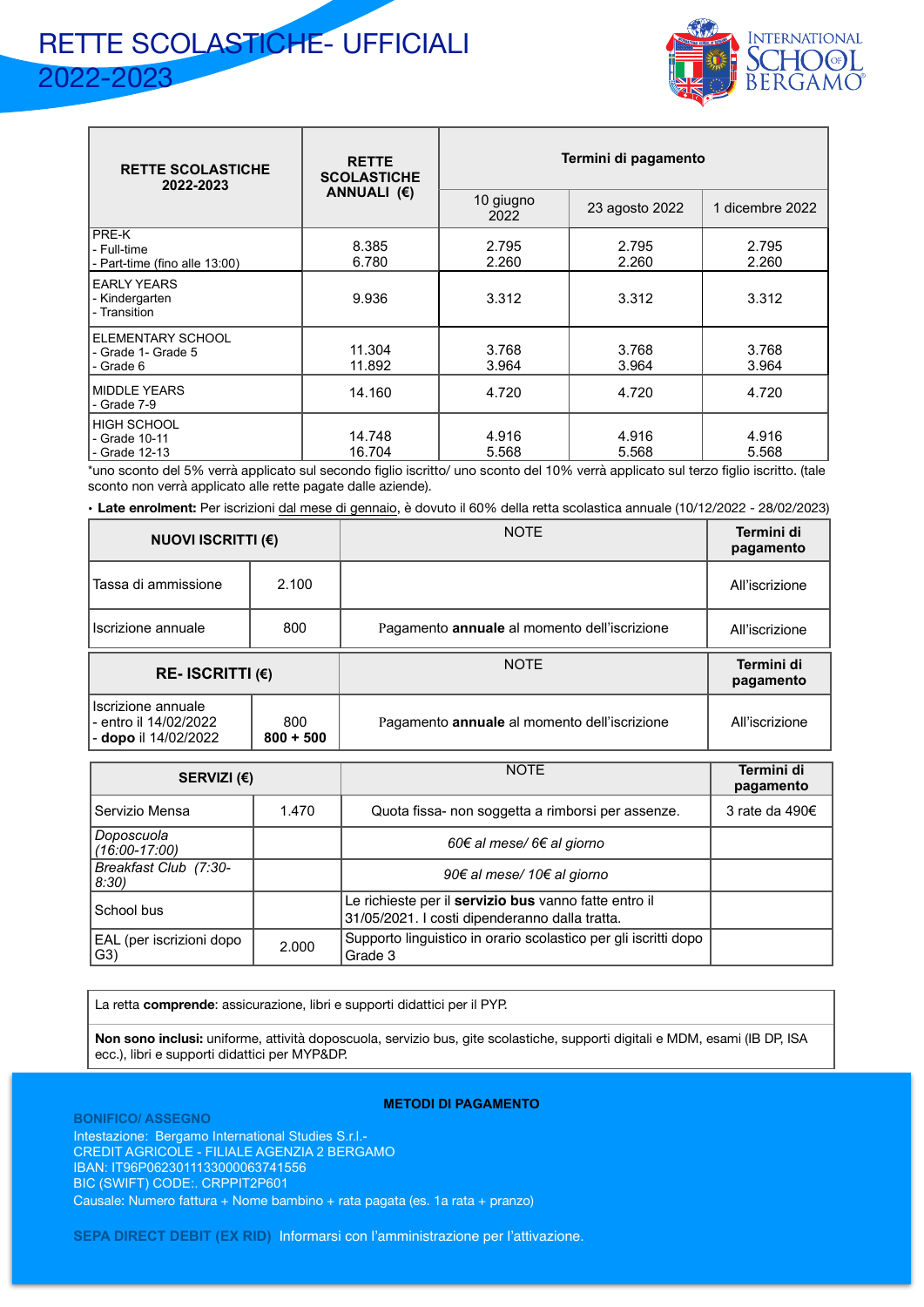# RETTE SCOLASTICHE- UFFICIALI 2022-2023

INTERNATIONAL SCHOOL OF BERGAMO

| RETTE SCOLASTICHE 2022-2023 | RETTE SCOLASTICHE ANNUALI (€) | Termini di pagamento | | |
|---|---|---|---|---|
| | | 10 giugno 2022 | 23 agosto 2022 | 1 dicembre 2022 |
| PRE-K<br>- Full-time<br>- Part-time (fino alle 13:00) | 8.385<br>6.780 | 2.795<br>2.260 | 2.795<br>2.260 | 2.795<br>2.260 |
| EARLY YEARS<br>- Kindergarten<br>- Transition | 9.936 | 3.312 | 3.312 | 3.312 |
| ELEMENTARY SCHOOL<br>- Grade 1- Grade 5<br>- Grade 6 | 11.304<br>11.892 | 3.768<br>3.964 | 3.768<br>3.964 | 3.768<br>3.964 |
| MIDDLE YEARS<br>- Grade 7-9 | 14.160 | 4.720 | 4.720 | 4.720 |
| HIGH SCHOOL<br>- Grade 10-11<br>- Grade 12-13 | 14.748<br>16.704 | 4.916<br>5.568 | 4.916<br>5.568 | 4.916<br>5.568 |

*uno sconto del 5% verrà applicato sul secondo figlio iscritto/ uno sconto del 10% verrà applicato sul terzo figlio iscritto. (tale sconto non verrà applicato alle rette pagate dalle aziende).

- **Late enrolment:** Per iscrizioni dal mese di gennaio, è dovuto il 60% della retta scolastica annuale (10/12/2022 - 28/02/2023)

| NUOVI ISCRITTI (€) | | NOTE | Termini di pagamento |
|---|---|---|---|
| Tassa di ammissione | 2.100 | | All'iscrizione |
| Iscrizione annuale | 800 | Pagamento **annuale** al momento dell'iscrizione | All'iscrizione |

| RE- ISCRITTI (€) | | NOTE | Termini di pagamento |
|---|---|---|---|
| Iscrizione annuale<br>- entro il 14/02/2022<br>- **dopo** il 14/02/2022 | 800<br>**800 + 500** | Pagamento **annuale** al momento dell'iscrizione | All'iscrizione |

| SERVIZI (€) | | NOTE | Termini di pagamento |
|---|---|---|---|
| Servizio Mensa | 1.470 | Quota fissa- non soggetta a rimborsi per assenze. | 3 rate da 490€ |
| *Doposcuola (16:00-17:00)* | | *60€ al mese/ 6€ al giorno* | |
| *Breakfast Club (7:30-8:30)* | | *90€ al mese/ 10€ al giorno* | |
| School bus | | Le richieste per il **servizio bus** vanno fatte entro il 31/05/2021. I costi dipenderanno dalla tratta. | |
| EAL (per iscrizioni dopo G3) | 2.000 | Supporto linguistico in orario scolastico per gli iscritti dopo Grade 3 | |

La retta **comprende**: assicurazione, libri e supporti didattici per il PYP.

**Non sono inclusi:** uniforme, attività doposcuola, servizio bus, gite scolastiche, supporti digitali e MDM, esami (IB DP, ISA ecc.), libri e supporti didattici per MYP&DP.

**METODI DI PAGAMENTO**

**BONIFICO/ ASSEGNO**
Intestazione: Bergamo International Studies S.r.l.-
CREDIT AGRICOLE - FILIALE AGENZIA 2 BERGAMO
IBAN: IT96P0623011133000063741556
BIC (SWIFT) CODE:. CRPPIT2P601
Causale: Numero fattura + Nome bambino + rata pagata (es. 1a rata + pranzo)

**SEPA DIRECT DEBIT (EX RID)** Informarsi con l'amministrazione per l'attivazione.